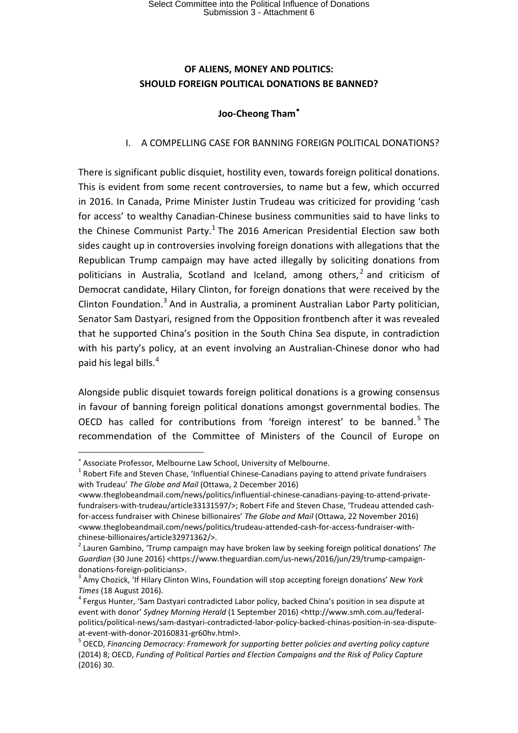# OF ALIENS, MONEY AND POLITICS: SHOULD FOREIGN POLITICAL DONATIONS BE BANNED?

**Joo-Cheong Tham**[*]

## I. A COMPELLING CASE FOR BANNING FOREIGN POLITICAL DONATIONS?

There is significant public disquiet, hostility even, towards foreign political donations. This is evident from some recent controversies, to name but a few, which occurred in 2016. In Canada, Prime Minister Justin Trudeau was criticized for providing 'cash for access' to wealthy Canadian-Chinese business communities said to have links to the Chinese Communist Party.[1] The 2016 American Presidential Election saw both sides caught up in controversies involving foreign donations with allegations that the Republican Trump campaign may have acted illegally by soliciting donations from politicians in Australia, Scotland and Iceland, among others,[2] and criticism of Democrat candidate, Hilary Clinton, for foreign donations that were received by the Clinton Foundation.[3] And in Australia, a prominent Australian Labor Party politician, Senator Sam Dastyari, resigned from the Opposition frontbench after it was revealed that he supported China's position in the South China Sea dispute, in contradiction with his party's policy, at an event involving an Australian-Chinese donor who had paid his legal bills.[4]

Alongside public disquiet towards foreign political donations is a growing consensus in favour of banning foreign political donations amongst governmental bodies. The OECD has called for contributions from 'foreign interest' to be banned.[5] The recommendation of the Committee of Ministers of the Council of Europe on

---

[*] Associate Professor, Melbourne Law School, University of Melbourne.

[1] Robert Fife and Steven Chase, 'Influential Chinese-Canadians paying to attend private fundraisers with Trudeau' *The Globe and Mail* (Ottawa, 2 December 2016) <www.theglobeandmail.com/news/politics/influential-chinese-canadians-paying-to-attend-private-fundraisers-with-trudeau/article33131597/>; Robert Fife and Steven Chase, 'Trudeau attended cash-for-access fundraiser with Chinese billionaires' *The Globe and Mail* (Ottawa, 22 November 2016) <www.theglobeandmail.com/news/politics/trudeau-attended-cash-for-access-fundraiser-with-chinese-billionaires/article32971362/>.

[2] Lauren Gambino, 'Trump campaign may have broken law by seeking foreign political donations' *The Guardian* (30 June 2016) <https://www.theguardian.com/us-news/2016/jun/29/trump-campaign-donations-foreign-politicians>.

[3] Amy Chozick, 'If Hilary Clinton Wins, Foundation will stop accepting foreign donations' *New York Times* (18 August 2016).

[4] Fergus Hunter, 'Sam Dastyari contradicted Labor policy, backed China's position in sea dispute at event with donor' *Sydney Morning Herald* (1 September 2016) <http://www.smh.com.au/federal-politics/political-news/sam-dastyari-contradicted-labor-policy-backed-chinas-position-in-sea-dispute-at-event-with-donor-20160831-gr60hv.html>.

[5] OECD, *Financing Democracy: Framework for supporting better policies and averting policy capture* (2014) 8; OECD, *Funding of Political Parties and Election Campaigns and the Risk of Policy Capture* (2016) 30.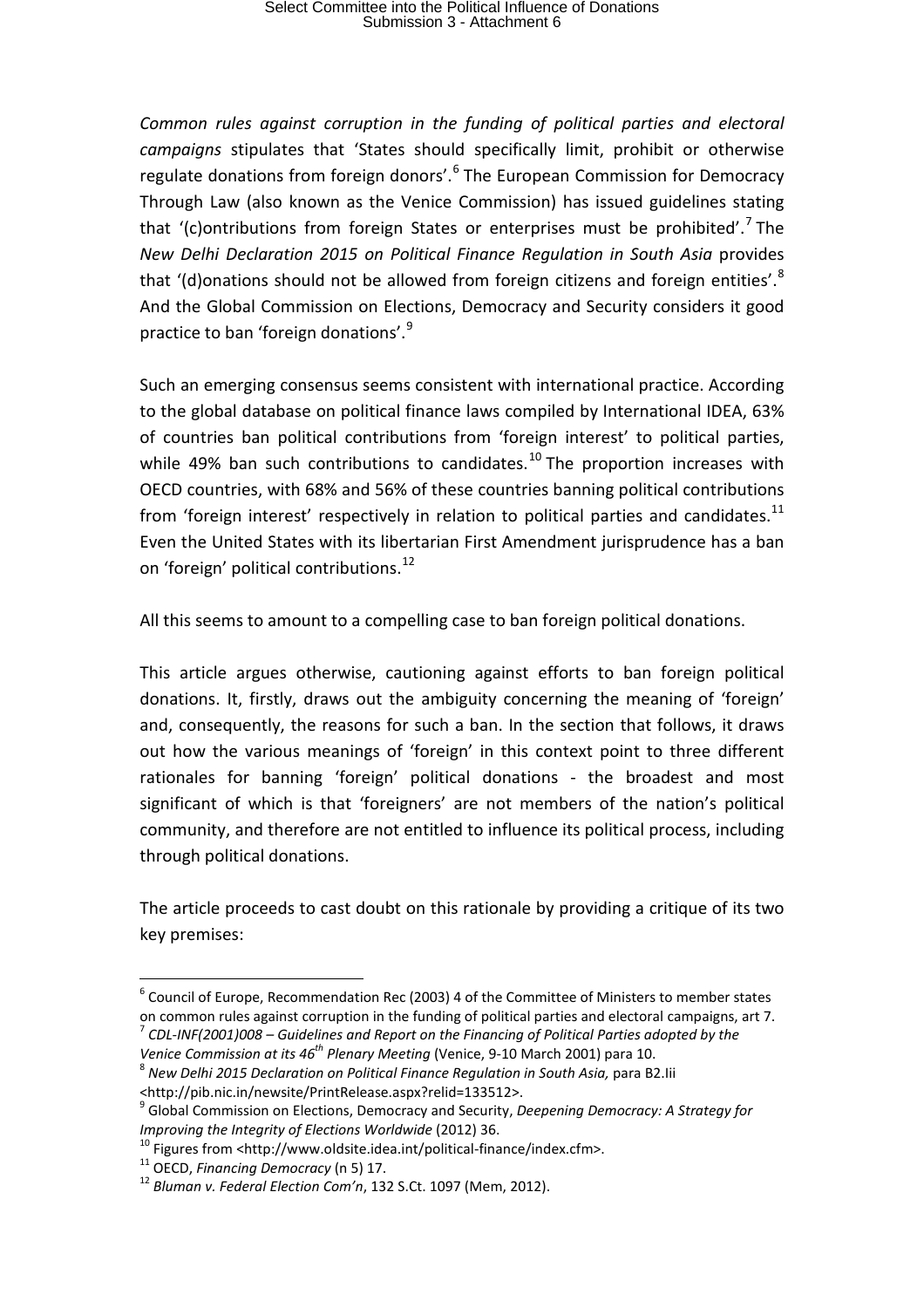*Common rules against corruption in the funding of political parties and electoral campaigns* stipulates that 'States should specifically limit, prohibit or otherwise regulate donations from foreign donors'.[6] The European Commission for Democracy Through Law (also known as the Venice Commission) has issued guidelines stating that '(c)ontributions from foreign States or enterprises must be prohibited'.[7] The *New Delhi Declaration 2015 on Political Finance Regulation in South Asia* provides that '(d)onations should not be allowed from foreign citizens and foreign entities'.[8] And the Global Commission on Elections, Democracy and Security considers it good practice to ban 'foreign donations'.[9]

Such an emerging consensus seems consistent with international practice. According to the global database on political finance laws compiled by International IDEA, 63% of countries ban political contributions from 'foreign interest' to political parties, while 49% ban such contributions to candidates.[10] The proportion increases with OECD countries, with 68% and 56% of these countries banning political contributions from 'foreign interest' respectively in relation to political parties and candidates.[11] Even the United States with its libertarian First Amendment jurisprudence has a ban on 'foreign' political contributions.[12]

All this seems to amount to a compelling case to ban foreign political donations.

This article argues otherwise, cautioning against efforts to ban foreign political donations. It, firstly, draws out the ambiguity concerning the meaning of 'foreign' and, consequently, the reasons for such a ban. In the section that follows, it draws out how the various meanings of 'foreign' in this context point to three different rationales for banning 'foreign' political donations - the broadest and most significant of which is that 'foreigners' are not members of the nation's political community, and therefore are not entitled to influence its political process, including through political donations.

The article proceeds to cast doubt on this rationale by providing a critique of its two key premises:

---

[6] Council of Europe, Recommendation Rec (2003) 4 of the Committee of Ministers to member states on common rules against corruption in the funding of political parties and electoral campaigns, art 7.

[7] *CDL-INF(2001)008 – Guidelines and Report on the Financing of Political Parties adopted by the Venice Commission at its 46th Plenary Meeting* (Venice, 9-10 March 2001) para 10.

[8] *New Delhi 2015 Declaration on Political Finance Regulation in South Asia,* para B2.Iii <http://pib.nic.in/newsite/PrintRelease.aspx?relid=133512>.

[9] Global Commission on Elections, Democracy and Security, *Deepening Democracy: A Strategy for Improving the Integrity of Elections Worldwide* (2012) 36.

[10] Figures from <http://www.oldsite.idea.int/political-finance/index.cfm>.

[11] OECD, *Financing Democracy* (n 5) 17.

[12] *Bluman v. Federal Election Com'n*, 132 S.Ct. 1097 (Mem, 2012).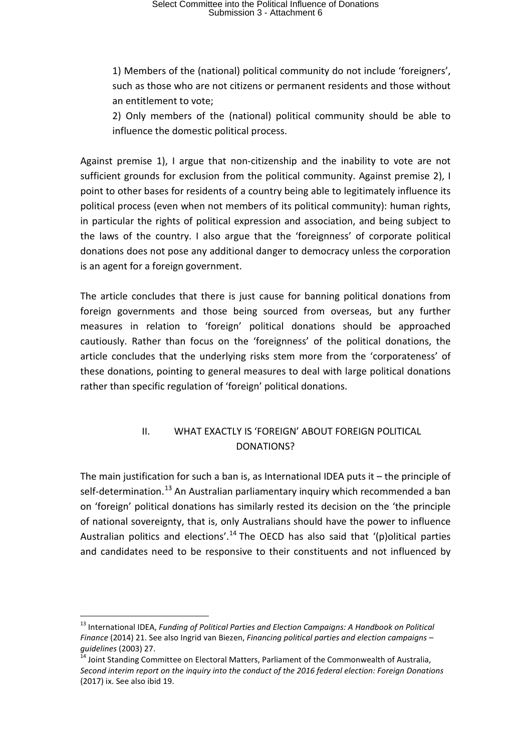1) Members of the (national) political community do not include 'foreigners', such as those who are not citizens or permanent residents and those without an entitlement to vote;

2) Only members of the (national) political community should be able to influence the domestic political process.

Against premise 1), I argue that non-citizenship and the inability to vote are not sufficient grounds for exclusion from the political community. Against premise 2), I point to other bases for residents of a country being able to legitimately influence its political process (even when not members of its political community): human rights, in particular the rights of political expression and association, and being subject to the laws of the country. I also argue that the 'foreignness' of corporate political donations does not pose any additional danger to democracy unless the corporation is an agent for a foreign government.

The article concludes that there is just cause for banning political donations from foreign governments and those being sourced from overseas, but any further measures in relation to 'foreign' political donations should be approached cautiously. Rather than focus on the 'foreignness' of the political donations, the article concludes that the underlying risks stem more from the 'corporateness' of these donations, pointing to general measures to deal with large political donations rather than specific regulation of 'foreign' political donations.

## II. WHAT EXACTLY IS 'FOREIGN' ABOUT FOREIGN POLITICAL DONATIONS?

The main justification for such a ban is, as International IDEA puts it – the principle of self-determination.[13] An Australian parliamentary inquiry which recommended a ban on 'foreign' political donations has similarly rested its decision on the 'the principle of national sovereignty, that is, only Australians should have the power to influence Australian politics and elections'.[14] The OECD has also said that '(p)olitical parties and candidates need to be responsive to their constituents and not influenced by

---

[13] International IDEA, *Funding of Political Parties and Election Campaigns: A Handbook on Political Finance* (2014) 21. See also Ingrid van Biezen, *Financing political parties and election campaigns – guidelines* (2003) 27.

[14] Joint Standing Committee on Electoral Matters, Parliament of the Commonwealth of Australia, *Second interim report on the inquiry into the conduct of the 2016 federal election: Foreign Donations* (2017) ix. See also ibid 19.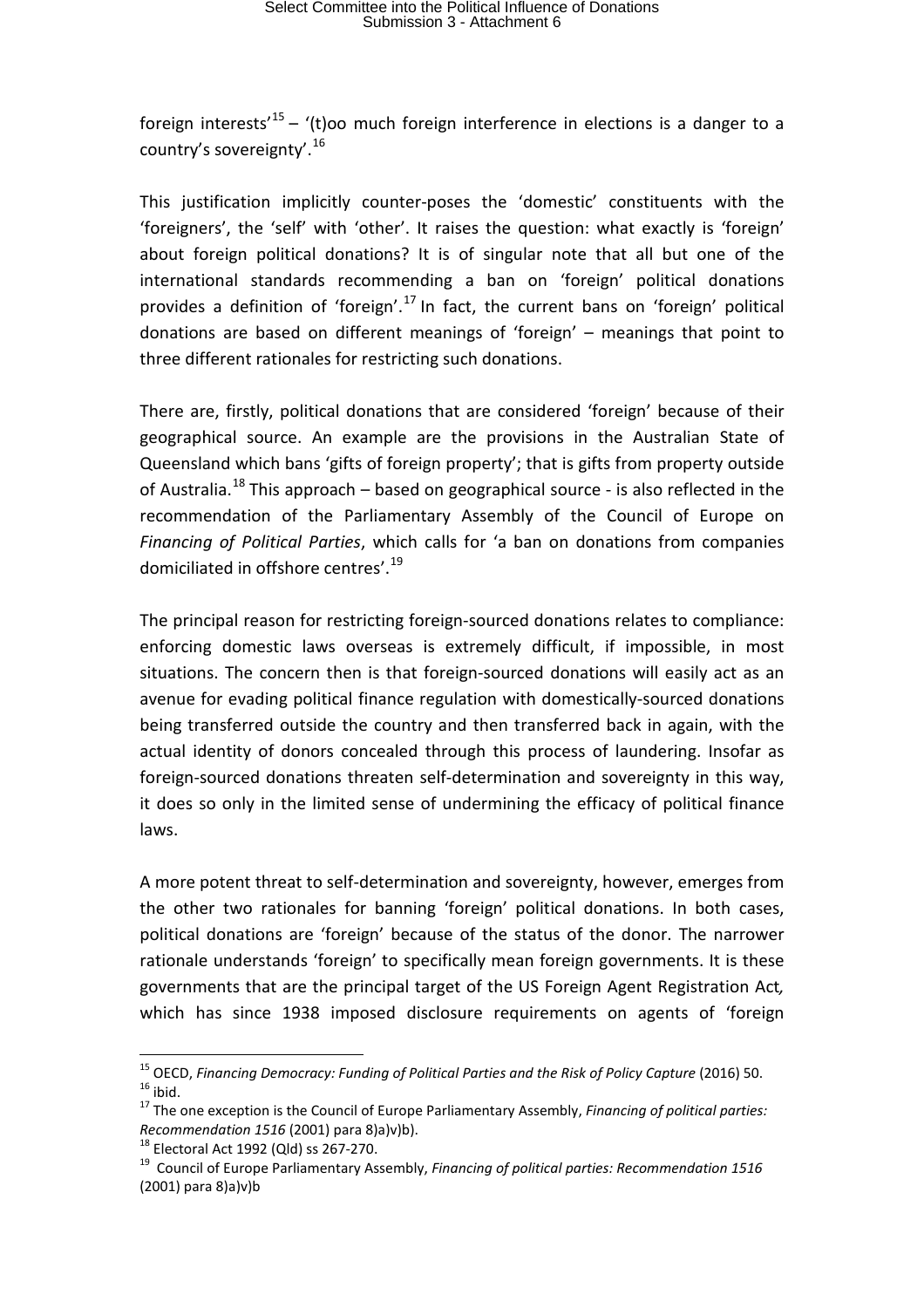foreign interests'[15] – '(t)oo much foreign interference in elections is a danger to a country's sovereignty'.[16]

This justification implicitly counter-poses the 'domestic' constituents with the 'foreigners', the 'self' with 'other'. It raises the question: what exactly is 'foreign' about foreign political donations? It is of singular note that all but one of the international standards recommending a ban on 'foreign' political donations provides a definition of 'foreign'.[17] In fact, the current bans on 'foreign' political donations are based on different meanings of 'foreign' – meanings that point to three different rationales for restricting such donations.

There are, firstly, political donations that are considered 'foreign' because of their geographical source. An example are the provisions in the Australian State of Queensland which bans 'gifts of foreign property'; that is gifts from property outside of Australia.[18] This approach – based on geographical source - is also reflected in the recommendation of the Parliamentary Assembly of the Council of Europe on *Financing of Political Parties*, which calls for 'a ban on donations from companies domiciliated in offshore centres'.[19]

The principal reason for restricting foreign-sourced donations relates to compliance: enforcing domestic laws overseas is extremely difficult, if impossible, in most situations. The concern then is that foreign-sourced donations will easily act as an avenue for evading political finance regulation with domestically-sourced donations being transferred outside the country and then transferred back in again, with the actual identity of donors concealed through this process of laundering. Insofar as foreign-sourced donations threaten self-determination and sovereignty in this way, it does so only in the limited sense of undermining the efficacy of political finance laws.

A more potent threat to self-determination and sovereignty, however, emerges from the other two rationales for banning 'foreign' political donations. In both cases, political donations are 'foreign' because of the status of the donor. The narrower rationale understands 'foreign' to specifically mean foreign governments. It is these governments that are the principal target of the US Foreign Agent Registration Act*,* which has since 1938 imposed disclosure requirements on agents of 'foreign

---

[15] OECD, *Financing Democracy: Funding of Political Parties and the Risk of Policy Capture* (2016) 50.

[16] ibid.

[17] The one exception is the Council of Europe Parliamentary Assembly, *Financing of political parties: Recommendation 1516* (2001) para 8)a)v)b).

[18] Electoral Act 1992 (Qld) ss 267-270.

[19] Council of Europe Parliamentary Assembly, *Financing of political parties: Recommendation 1516* (2001) para 8)a)v)b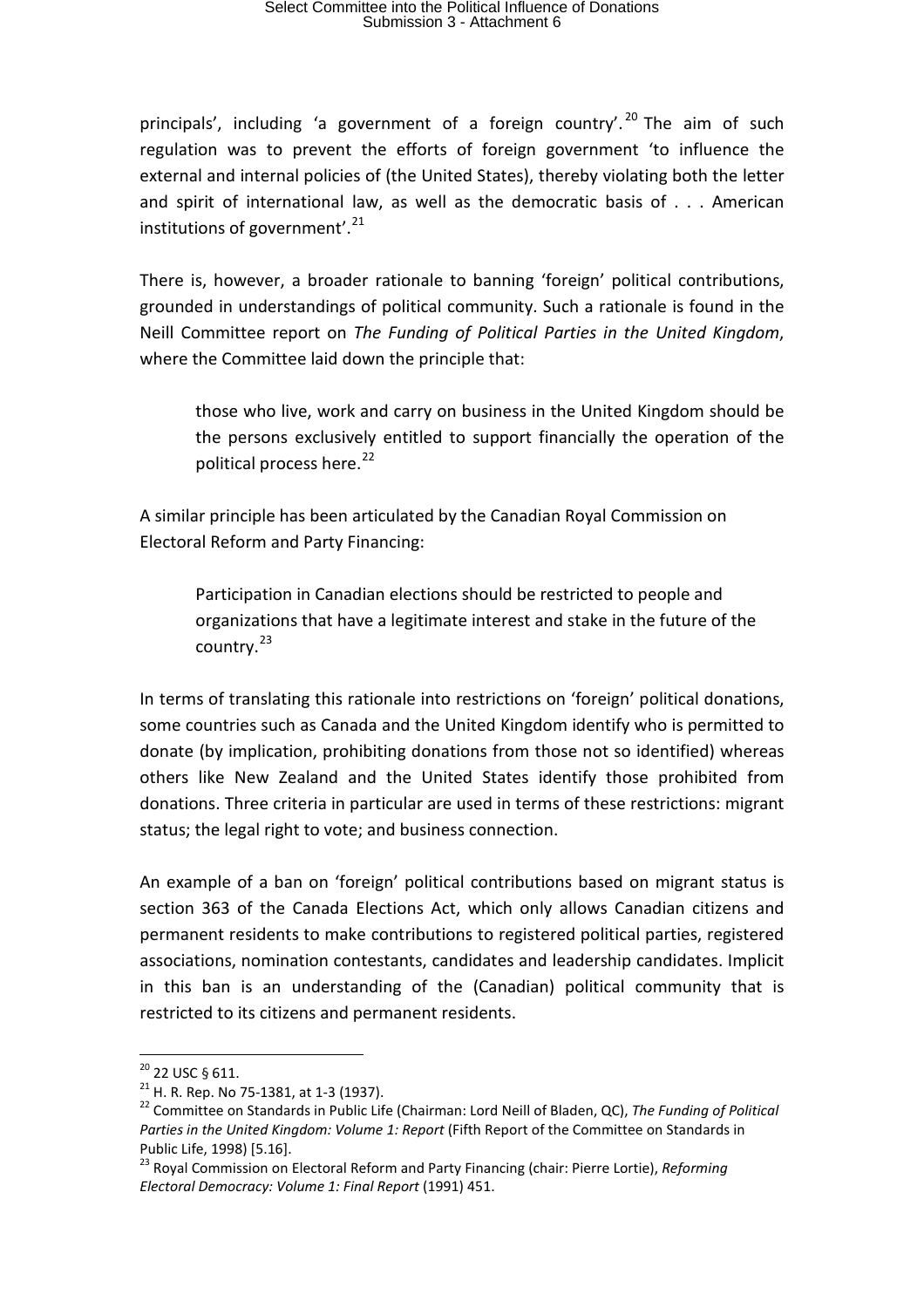principals', including 'a government of a foreign country'.[20] The aim of such regulation was to prevent the efforts of foreign government 'to influence the external and internal policies of (the United States), thereby violating both the letter and spirit of international law, as well as the democratic basis of . . . American institutions of government'.[21]

There is, however, a broader rationale to banning 'foreign' political contributions, grounded in understandings of political community. Such a rationale is found in the Neill Committee report on *The Funding of Political Parties in the United Kingdom*, where the Committee laid down the principle that:

> those who live, work and carry on business in the United Kingdom should be the persons exclusively entitled to support financially the operation of the political process here.[22]

A similar principle has been articulated by the Canadian Royal Commission on Electoral Reform and Party Financing:

> Participation in Canadian elections should be restricted to people and organizations that have a legitimate interest and stake in the future of the country.[23]

In terms of translating this rationale into restrictions on 'foreign' political donations, some countries such as Canada and the United Kingdom identify who is permitted to donate (by implication, prohibiting donations from those not so identified) whereas others like New Zealand and the United States identify those prohibited from donations. Three criteria in particular are used in terms of these restrictions: migrant status; the legal right to vote; and business connection.

An example of a ban on 'foreign' political contributions based on migrant status is section 363 of the Canada Elections Act, which only allows Canadian citizens and permanent residents to make contributions to registered political parties, registered associations, nomination contestants, candidates and leadership candidates. Implicit in this ban is an understanding of the (Canadian) political community that is restricted to its citizens and permanent residents.

---

[20] 22 USC § 611.

[21] H. R. Rep. No 75-1381, at 1-3 (1937).

[22] Committee on Standards in Public Life (Chairman: Lord Neill of Bladen, QC), *The Funding of Political Parties in the United Kingdom: Volume 1: Report* (Fifth Report of the Committee on Standards in Public Life, 1998) [5.16].

[23] Royal Commission on Electoral Reform and Party Financing (chair: Pierre Lortie), *Reforming Electoral Democracy: Volume 1: Final Report* (1991) 451.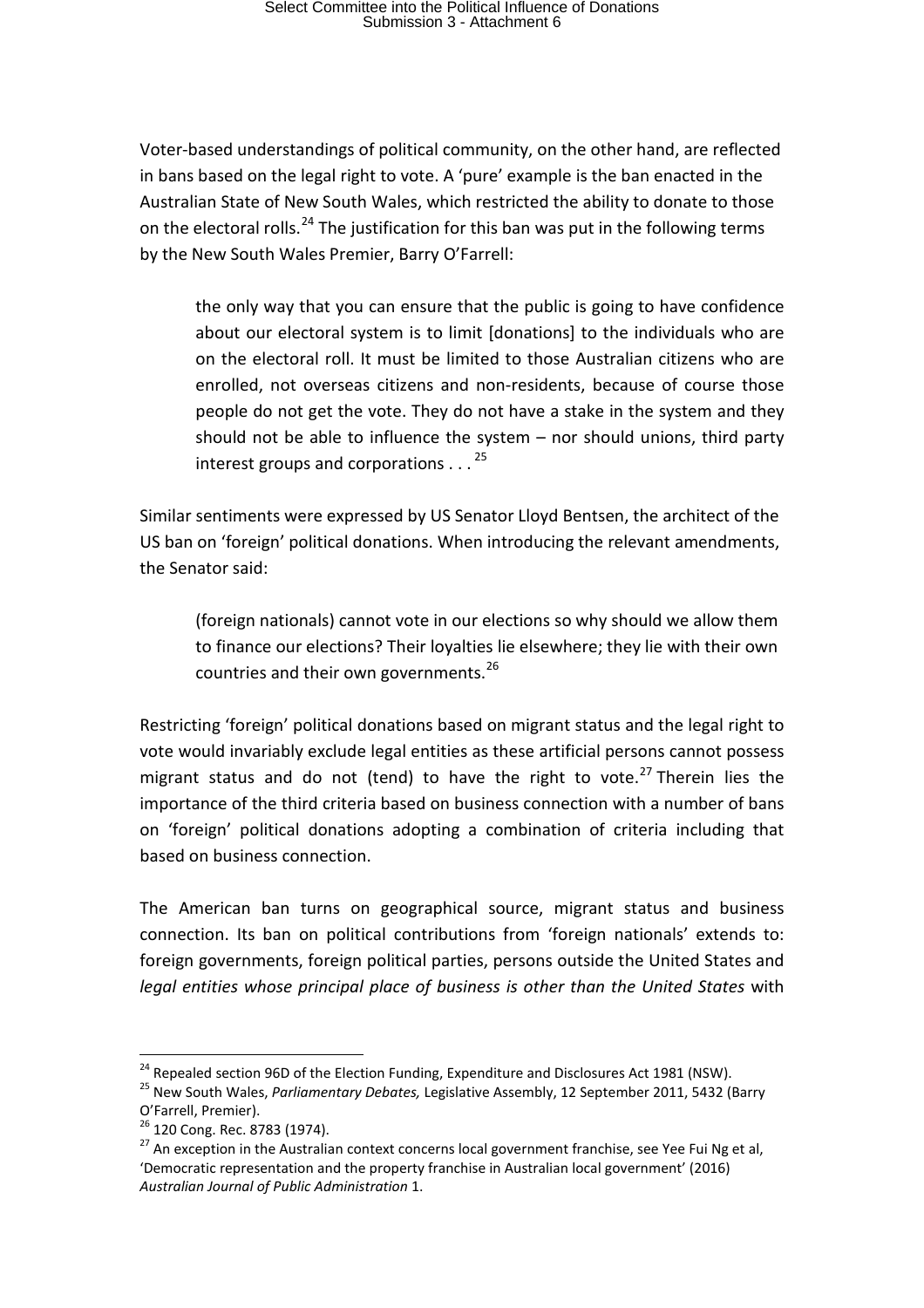Voter-based understandings of political community, on the other hand, are reflected in bans based on the legal right to vote. A 'pure' example is the ban enacted in the Australian State of New South Wales, which restricted the ability to donate to those on the electoral rolls.[24] The justification for this ban was put in the following terms by the New South Wales Premier, Barry O'Farrell:

> the only way that you can ensure that the public is going to have confidence about our electoral system is to limit [donations] to the individuals who are on the electoral roll. It must be limited to those Australian citizens who are enrolled, not overseas citizens and non-residents, because of course those people do not get the vote. They do not have a stake in the system and they should not be able to influence the system – nor should unions, third party interest groups and corporations . . .[25]

Similar sentiments were expressed by US Senator Lloyd Bentsen, the architect of the US ban on 'foreign' political donations. When introducing the relevant amendments, the Senator said:

> (foreign nationals) cannot vote in our elections so why should we allow them to finance our elections? Their loyalties lie elsewhere; they lie with their own countries and their own governments.[26]

Restricting 'foreign' political donations based on migrant status and the legal right to vote would invariably exclude legal entities as these artificial persons cannot possess migrant status and do not (tend) to have the right to vote.[27] Therein lies the importance of the third criteria based on business connection with a number of bans on 'foreign' political donations adopting a combination of criteria including that based on business connection.

The American ban turns on geographical source, migrant status and business connection. Its ban on political contributions from 'foreign nationals' extends to: foreign governments, foreign political parties, persons outside the United States and *legal entities whose principal place of business is other than the United States* with

---

[24] Repealed section 96D of the Election Funding, Expenditure and Disclosures Act 1981 (NSW).

[25] New South Wales, *Parliamentary Debates,* Legislative Assembly, 12 September 2011, 5432 (Barry O'Farrell, Premier).

[26] 120 Cong. Rec. 8783 (1974).

[27] An exception in the Australian context concerns local government franchise, see Yee Fui Ng et al, 'Democratic representation and the property franchise in Australian local government' (2016) *Australian Journal of Public Administration* 1.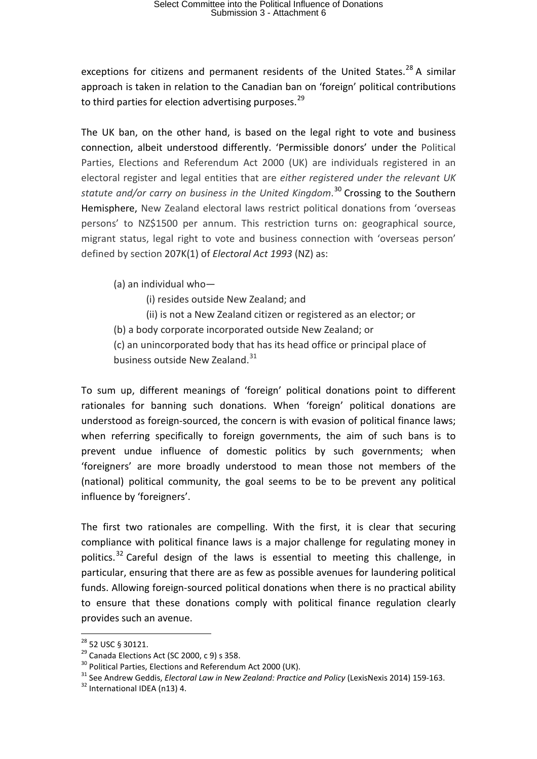exceptions for citizens and permanent residents of the United States.[28] A similar approach is taken in relation to the Canadian ban on 'foreign' political contributions to third parties for election advertising purposes.[29]

The UK ban, on the other hand, is based on the legal right to vote and business connection, albeit understood differently. 'Permissible donors' under the Political Parties, Elections and Referendum Act 2000 (UK) are individuals registered in an electoral register and legal entities that are *either registered under the relevant UK statute and/or carry on business in the United Kingdom*.[30] Crossing to the Southern Hemisphere, New Zealand electoral laws restrict political donations from 'overseas persons' to NZ$1500 per annum. This restriction turns on: geographical source, migrant status, legal right to vote and business connection with 'overseas person' defined by section 207K(1) of *Electoral Act 1993* (NZ) as:

> (a) an individual who—
>
> (i) resides outside New Zealand; and
>
> (ii) is not a New Zealand citizen or registered as an elector; or
>
> (b) a body corporate incorporated outside New Zealand; or
>
> (c) an unincorporated body that has its head office or principal place of business outside New Zealand.[31]

To sum up, different meanings of 'foreign' political donations point to different rationales for banning such donations. When 'foreign' political donations are understood as foreign-sourced, the concern is with evasion of political finance laws; when referring specifically to foreign governments, the aim of such bans is to prevent undue influence of domestic politics by such governments; when 'foreigners' are more broadly understood to mean those not members of the (national) political community, the goal seems to be to be prevent any political influence by 'foreigners'.

The first two rationales are compelling. With the first, it is clear that securing compliance with political finance laws is a major challenge for regulating money in politics.[32] Careful design of the laws is essential to meeting this challenge, in particular, ensuring that there are as few as possible avenues for laundering political funds. Allowing foreign-sourced political donations when there is no practical ability to ensure that these donations comply with political finance regulation clearly provides such an avenue.

---

[28] 52 USC § 30121.

[29] Canada Elections Act (SC 2000, c 9) s 358.

[30] Political Parties, Elections and Referendum Act 2000 (UK).

[31] See Andrew Geddis, *Electoral Law in New Zealand: Practice and Policy* (LexisNexis 2014) 159-163.

[32] International IDEA (n13) 4.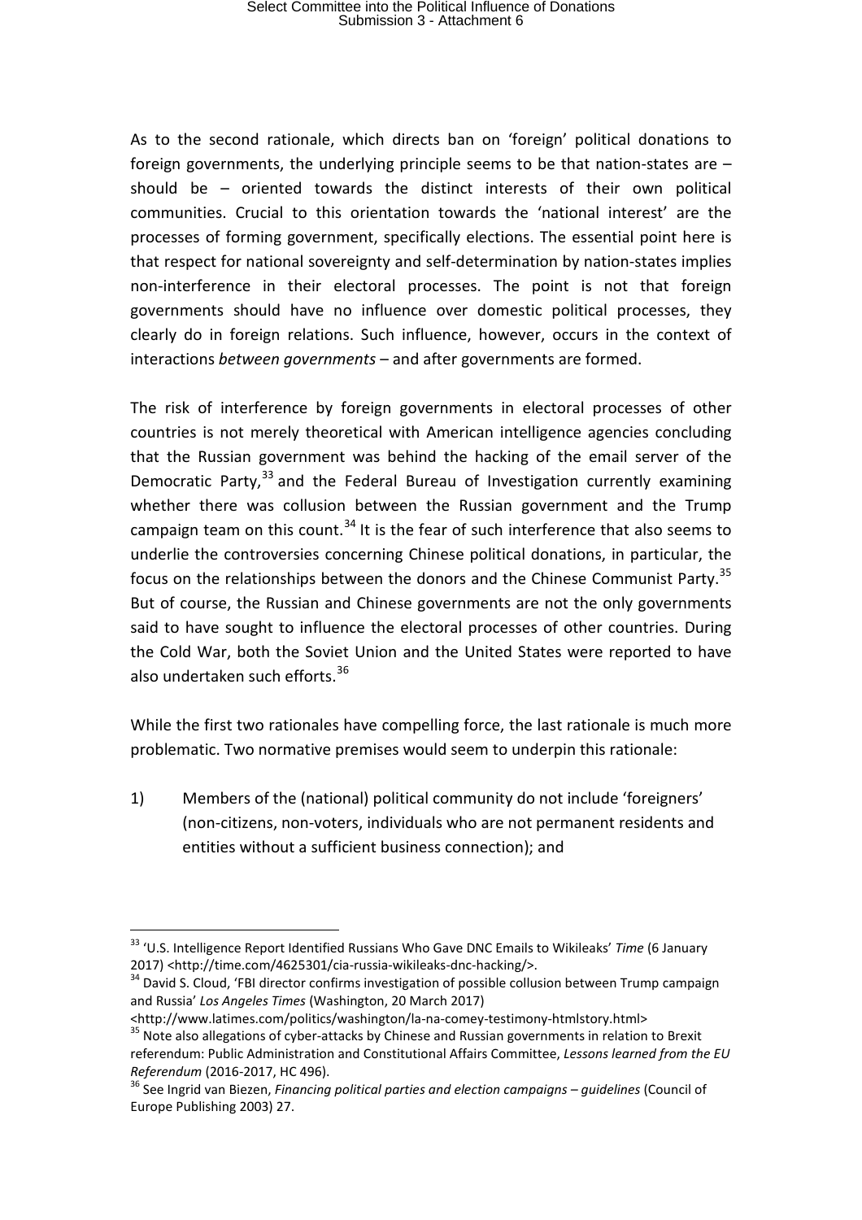As to the second rationale, which directs ban on 'foreign' political donations to foreign governments, the underlying principle seems to be that nation-states are – should be – oriented towards the distinct interests of their own political communities. Crucial to this orientation towards the 'national interest' are the processes of forming government, specifically elections. The essential point here is that respect for national sovereignty and self-determination by nation-states implies non-interference in their electoral processes. The point is not that foreign governments should have no influence over domestic political processes, they clearly do in foreign relations. Such influence, however, occurs in the context of interactions *between governments* – and after governments are formed.

The risk of interference by foreign governments in electoral processes of other countries is not merely theoretical with American intelligence agencies concluding that the Russian government was behind the hacking of the email server of the Democratic Party,[33] and the Federal Bureau of Investigation currently examining whether there was collusion between the Russian government and the Trump campaign team on this count.[34] It is the fear of such interference that also seems to underlie the controversies concerning Chinese political donations, in particular, the focus on the relationships between the donors and the Chinese Communist Party.[35] But of course, the Russian and Chinese governments are not the only governments said to have sought to influence the electoral processes of other countries. During the Cold War, both the Soviet Union and the United States were reported to have also undertaken such efforts.[36]

While the first two rationales have compelling force, the last rationale is much more problematic. Two normative premises would seem to underpin this rationale:

1) Members of the (national) political community do not include 'foreigners' (non-citizens, non-voters, individuals who are not permanent residents and entities without a sufficient business connection); and

---

[33] 'U.S. Intelligence Report Identified Russians Who Gave DNC Emails to Wikileaks' *Time* (6 January 2017) <http://time.com/4625301/cia-russia-wikileaks-dnc-hacking/>.

[34] David S. Cloud, 'FBI director confirms investigation of possible collusion between Trump campaign and Russia' *Los Angeles Times* (Washington, 20 March 2017) <http://www.latimes.com/politics/washington/la-na-comey-testimony-htmlstory.html>

[35] Note also allegations of cyber-attacks by Chinese and Russian governments in relation to Brexit referendum: Public Administration and Constitutional Affairs Committee, *Lessons learned from the EU Referendum* (2016-2017, HC 496).

[36] See Ingrid van Biezen, *Financing political parties and election campaigns – guidelines* (Council of Europe Publishing 2003) 27.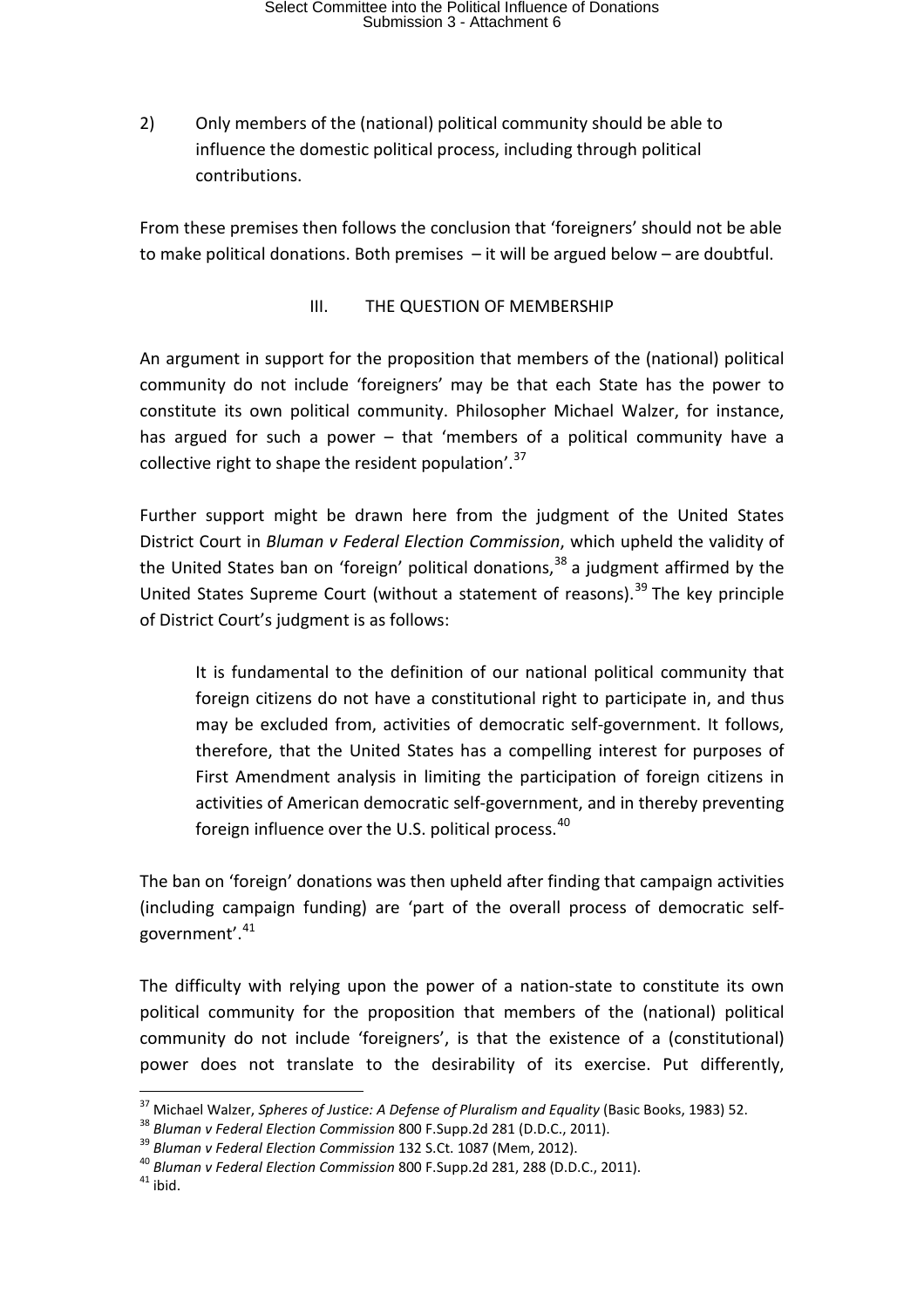2) Only members of the (national) political community should be able to influence the domestic political process, including through political contributions.

From these premises then follows the conclusion that 'foreigners' should not be able to make political donations. Both premises – it will be argued below – are doubtful.

## III. THE QUESTION OF MEMBERSHIP

An argument in support for the proposition that members of the (national) political community do not include 'foreigners' may be that each State has the power to constitute its own political community. Philosopher Michael Walzer, for instance, has argued for such a power – that 'members of a political community have a collective right to shape the resident population'.[37]

Further support might be drawn here from the judgment of the United States District Court in *Bluman v Federal Election Commission*, which upheld the validity of the United States ban on 'foreign' political donations,[38] a judgment affirmed by the United States Supreme Court (without a statement of reasons).[39] The key principle of District Court's judgment is as follows:

> It is fundamental to the definition of our national political community that foreign citizens do not have a constitutional right to participate in, and thus may be excluded from, activities of democratic self-government. It follows, therefore, that the United States has a compelling interest for purposes of First Amendment analysis in limiting the participation of foreign citizens in activities of American democratic self-government, and in thereby preventing foreign influence over the U.S. political process.[40]

The ban on 'foreign' donations was then upheld after finding that campaign activities (including campaign funding) are 'part of the overall process of democratic self-government'.[41]

The difficulty with relying upon the power of a nation-state to constitute its own political community for the proposition that members of the (national) political community do not include 'foreigners', is that the existence of a (constitutional) power does not translate to the desirability of its exercise. Put differently,

---

[37] Michael Walzer, *Spheres of Justice: A Defense of Pluralism and Equality* (Basic Books, 1983) 52.

[38] *Bluman v Federal Election Commission* 800 F.Supp.2d 281 (D.D.C., 2011).

[39] *Bluman v Federal Election Commission* 132 S.Ct. 1087 (Mem, 2012).

[40] *Bluman v Federal Election Commission* 800 F.Supp.2d 281, 288 (D.D.C., 2011).

[41] ibid.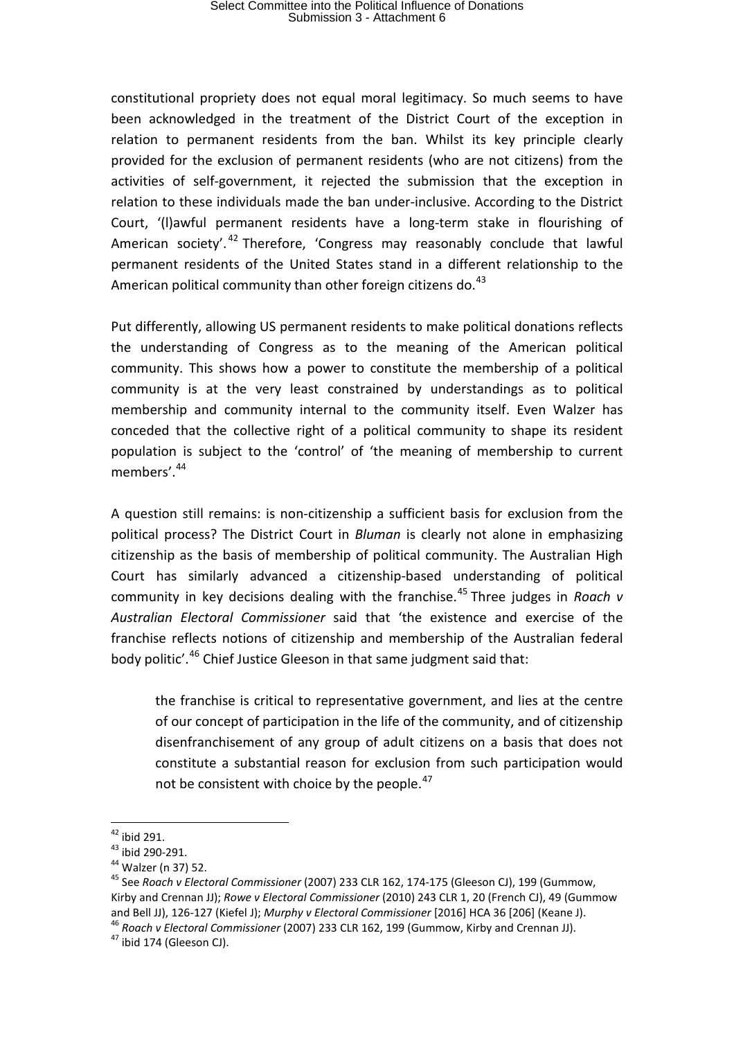constitutional propriety does not equal moral legitimacy. So much seems to have been acknowledged in the treatment of the District Court of the exception in relation to permanent residents from the ban. Whilst its key principle clearly provided for the exclusion of permanent residents (who are not citizens) from the activities of self-government, it rejected the submission that the exception in relation to these individuals made the ban under-inclusive. According to the District Court, '(l)awful permanent residents have a long-term stake in flourishing of American society'.[42] Therefore, 'Congress may reasonably conclude that lawful permanent residents of the United States stand in a different relationship to the American political community than other foreign citizens do.[43]

Put differently, allowing US permanent residents to make political donations reflects the understanding of Congress as to the meaning of the American political community. This shows how a power to constitute the membership of a political community is at the very least constrained by understandings as to political membership and community internal to the community itself. Even Walzer has conceded that the collective right of a political community to shape its resident population is subject to the 'control' of 'the meaning of membership to current members'.[44]

A question still remains: is non-citizenship a sufficient basis for exclusion from the political process? The District Court in *Bluman* is clearly not alone in emphasizing citizenship as the basis of membership of political community. The Australian High Court has similarly advanced a citizenship-based understanding of political community in key decisions dealing with the franchise.[45] Three judges in *Roach v Australian Electoral Commissioner* said that 'the existence and exercise of the franchise reflects notions of citizenship and membership of the Australian federal body politic'.[46] Chief Justice Gleeson in that same judgment said that:

> the franchise is critical to representative government, and lies at the centre of our concept of participation in the life of the community, and of citizenship disenfranchisement of any group of adult citizens on a basis that does not constitute a substantial reason for exclusion from such participation would not be consistent with choice by the people.[47]

---

[42] ibid 291.

[43] ibid 290-291.

[44] Walzer (n 37) 52.

[45] See *Roach v Electoral Commissioner* (2007) 233 CLR 162, 174-175 (Gleeson CJ), 199 (Gummow, Kirby and Crennan JJ); *Rowe v Electoral Commissioner* (2010) 243 CLR 1, 20 (French CJ), 49 (Gummow and Bell JJ), 126-127 (Kiefel J); *Murphy v Electoral Commissioner* [2016] HCA 36 [206] (Keane J).

[46] *Roach v Electoral Commissioner* (2007) 233 CLR 162, 199 (Gummow, Kirby and Crennan JJ).

[47] ibid 174 (Gleeson CJ).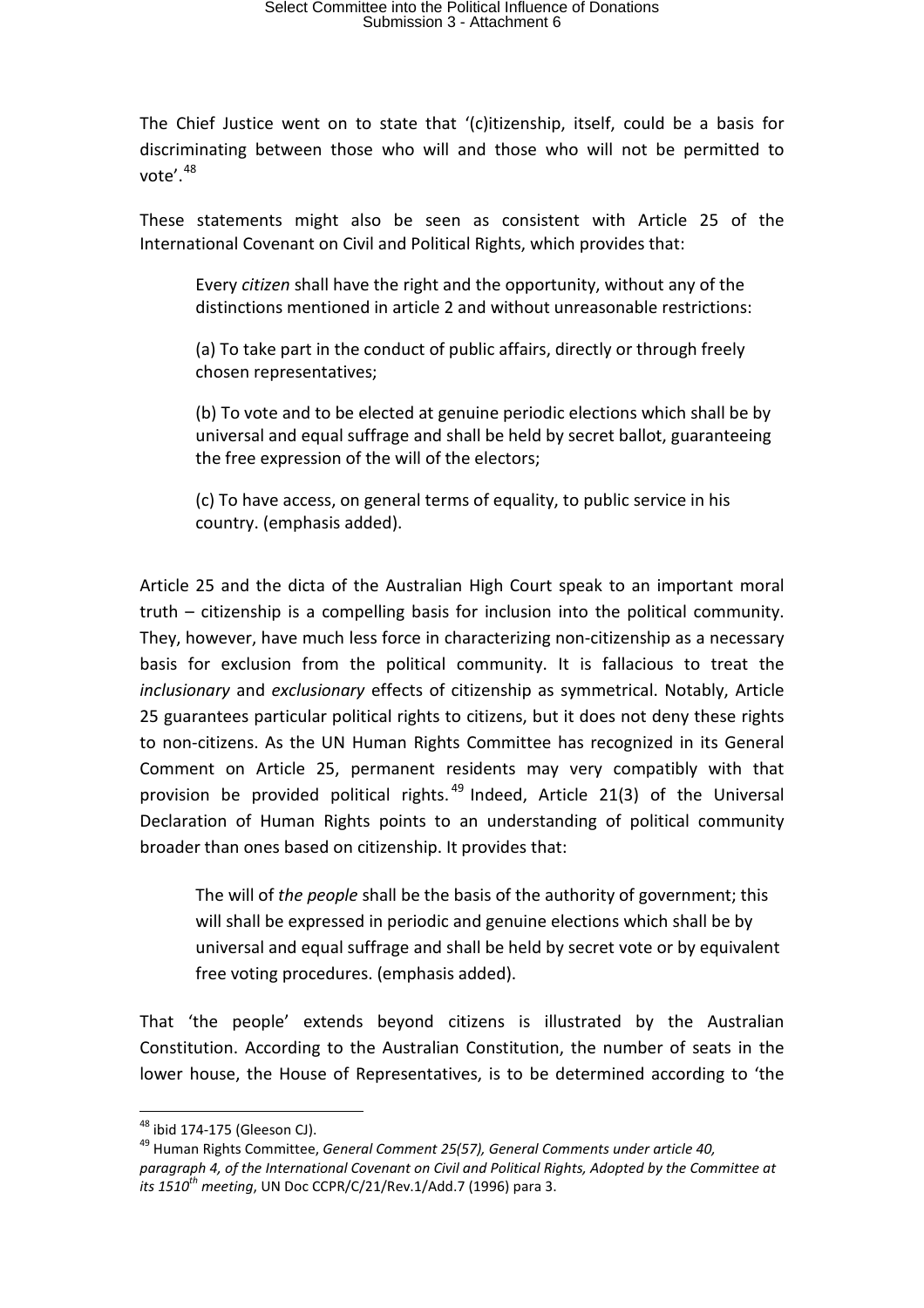The Chief Justice went on to state that '(c)itizenship, itself, could be a basis for discriminating between those who will and those who will not be permitted to vote'.[48]

These statements might also be seen as consistent with Article 25 of the International Covenant on Civil and Political Rights, which provides that:

> Every *citizen* shall have the right and the opportunity, without any of the distinctions mentioned in article 2 and without unreasonable restrictions:
>
> (a) To take part in the conduct of public affairs, directly or through freely chosen representatives;
>
> (b) To vote and to be elected at genuine periodic elections which shall be by universal and equal suffrage and shall be held by secret ballot, guaranteeing the free expression of the will of the electors;
>
> (c) To have access, on general terms of equality, to public service in his country. (emphasis added).

Article 25 and the dicta of the Australian High Court speak to an important moral truth – citizenship is a compelling basis for inclusion into the political community. They, however, have much less force in characterizing non-citizenship as a necessary basis for exclusion from the political community. It is fallacious to treat the *inclusionary* and *exclusionary* effects of citizenship as symmetrical. Notably, Article 25 guarantees particular political rights to citizens, but it does not deny these rights to non-citizens. As the UN Human Rights Committee has recognized in its General Comment on Article 25, permanent residents may very compatibly with that provision be provided political rights.[49] Indeed, Article 21(3) of the Universal Declaration of Human Rights points to an understanding of political community broader than ones based on citizenship. It provides that:

> The will of *the people* shall be the basis of the authority of government; this will shall be expressed in periodic and genuine elections which shall be by universal and equal suffrage and shall be held by secret vote or by equivalent free voting procedures. (emphasis added).

That 'the people' extends beyond citizens is illustrated by the Australian Constitution. According to the Australian Constitution, the number of seats in the lower house, the House of Representatives, is to be determined according to 'the

---

[48] ibid 174-175 (Gleeson CJ).

[49] Human Rights Committee, *General Comment 25(57), General Comments under article 40, paragraph 4, of the International Covenant on Civil and Political Rights, Adopted by the Committee at its 1510th meeting*, UN Doc CCPR/C/21/Rev.1/Add.7 (1996) para 3.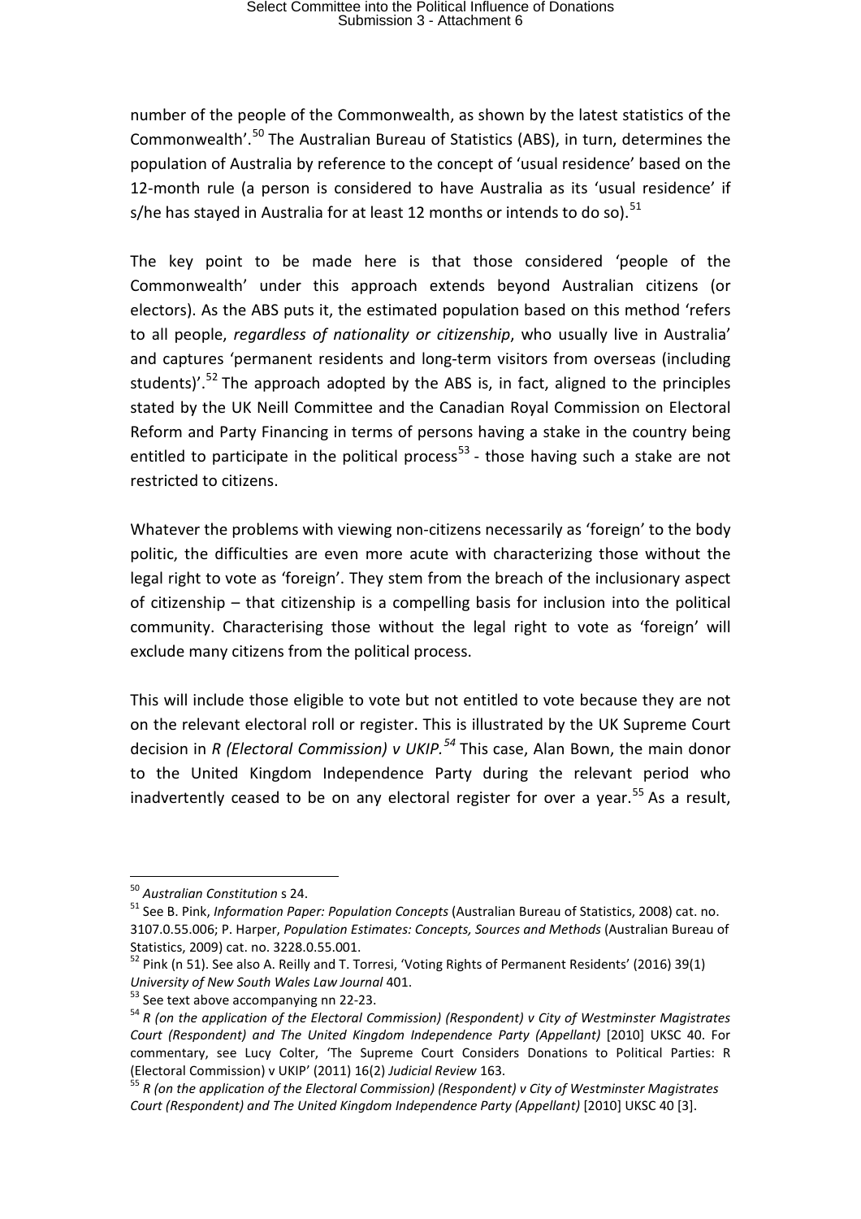number of the people of the Commonwealth, as shown by the latest statistics of the Commonwealth'.[50] The Australian Bureau of Statistics (ABS), in turn, determines the population of Australia by reference to the concept of 'usual residence' based on the 12-month rule (a person is considered to have Australia as its 'usual residence' if s/he has stayed in Australia for at least 12 months or intends to do so).[51]

The key point to be made here is that those considered 'people of the Commonwealth' under this approach extends beyond Australian citizens (or electors). As the ABS puts it, the estimated population based on this method 'refers to all people, *regardless of nationality or citizenship*, who usually live in Australia' and captures 'permanent residents and long-term visitors from overseas (including students)'.[52] The approach adopted by the ABS is, in fact, aligned to the principles stated by the UK Neill Committee and the Canadian Royal Commission on Electoral Reform and Party Financing in terms of persons having a stake in the country being entitled to participate in the political process[53] - those having such a stake are not restricted to citizens.

Whatever the problems with viewing non-citizens necessarily as 'foreign' to the body politic, the difficulties are even more acute with characterizing those without the legal right to vote as 'foreign'. They stem from the breach of the inclusionary aspect of citizenship – that citizenship is a compelling basis for inclusion into the political community. Characterising those without the legal right to vote as 'foreign' will exclude many citizens from the political process.

This will include those eligible to vote but not entitled to vote because they are not on the relevant electoral roll or register. This is illustrated by the UK Supreme Court decision in *R (Electoral Commission) v UKIP.*[54] This case, Alan Bown, the main donor to the United Kingdom Independence Party during the relevant period who inadvertently ceased to be on any electoral register for over a year.[55] As a result,

---

[50] *Australian Constitution* s 24.

[51] See B. Pink, *Information Paper: Population Concepts* (Australian Bureau of Statistics, 2008) cat. no. 3107.0.55.006; P. Harper, *Population Estimates: Concepts, Sources and Methods* (Australian Bureau of Statistics, 2009) cat. no. 3228.0.55.001.

[52] Pink (n 51). See also A. Reilly and T. Torresi, 'Voting Rights of Permanent Residents' (2016) 39(1) *University of New South Wales Law Journal* 401.

[53] See text above accompanying nn 22-23.

[54] *R (on the application of the Electoral Commission) (Respondent) v City of Westminster Magistrates Court (Respondent) and The United Kingdom Independence Party (Appellant)* [2010] UKSC 40. For commentary, see Lucy Colter, 'The Supreme Court Considers Donations to Political Parties: R (Electoral Commission) v UKIP' (2011) 16(2) *Judicial Review* 163.

[55] *R (on the application of the Electoral Commission) (Respondent) v City of Westminster Magistrates Court (Respondent) and The United Kingdom Independence Party (Appellant)* [2010] UKSC 40 [3].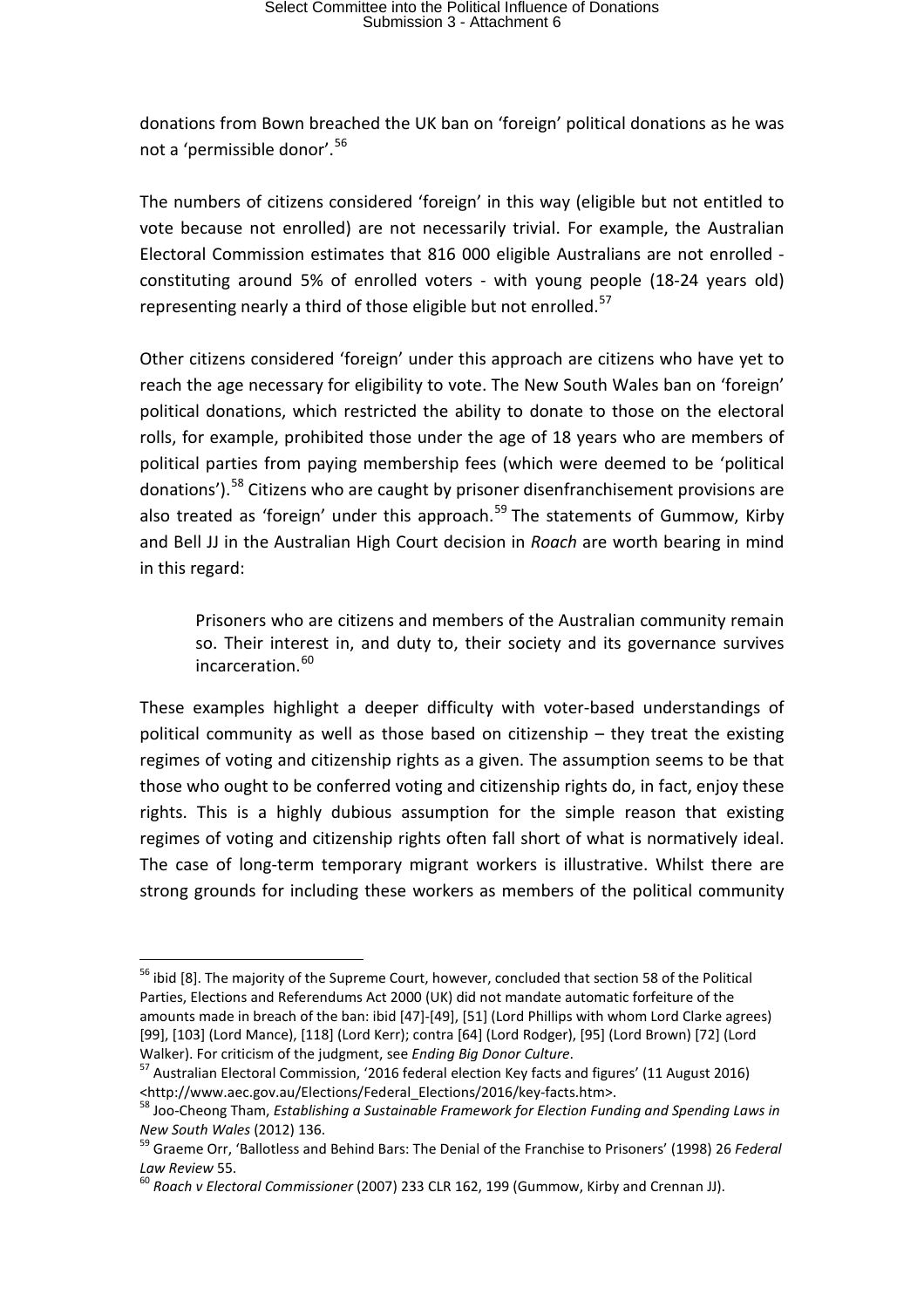donations from Bown breached the UK ban on 'foreign' political donations as he was not a 'permissible donor'.[56]

The numbers of citizens considered 'foreign' in this way (eligible but not entitled to vote because not enrolled) are not necessarily trivial. For example, the Australian Electoral Commission estimates that 816 000 eligible Australians are not enrolled - constituting around 5% of enrolled voters - with young people (18-24 years old) representing nearly a third of those eligible but not enrolled.[57]

Other citizens considered 'foreign' under this approach are citizens who have yet to reach the age necessary for eligibility to vote. The New South Wales ban on 'foreign' political donations, which restricted the ability to donate to those on the electoral rolls, for example, prohibited those under the age of 18 years who are members of political parties from paying membership fees (which were deemed to be 'political donations').[58] Citizens who are caught by prisoner disenfranchisement provisions are also treated as 'foreign' under this approach.[59] The statements of Gummow, Kirby and Bell JJ in the Australian High Court decision in *Roach* are worth bearing in mind in this regard:

> Prisoners who are citizens and members of the Australian community remain so. Their interest in, and duty to, their society and its governance survives incarceration.[60]

These examples highlight a deeper difficulty with voter-based understandings of political community as well as those based on citizenship – they treat the existing regimes of voting and citizenship rights as a given. The assumption seems to be that those who ought to be conferred voting and citizenship rights do, in fact, enjoy these rights. This is a highly dubious assumption for the simple reason that existing regimes of voting and citizenship rights often fall short of what is normatively ideal. The case of long-term temporary migrant workers is illustrative. Whilst there are strong grounds for including these workers as members of the political community

---

[56] ibid [8]. The majority of the Supreme Court, however, concluded that section 58 of the Political Parties, Elections and Referendums Act 2000 (UK) did not mandate automatic forfeiture of the amounts made in breach of the ban: ibid [47]-[49], [51] (Lord Phillips with whom Lord Clarke agrees) [99], [103] (Lord Mance), [118] (Lord Kerr); contra [64] (Lord Rodger), [95] (Lord Brown) [72] (Lord Walker). For criticism of the judgment, see *Ending Big Donor Culture*.

[57] Australian Electoral Commission, '2016 federal election Key facts and figures' (11 August 2016) <http://www.aec.gov.au/Elections/Federal_Elections/2016/key-facts.htm>.

[58] Joo-Cheong Tham, *Establishing a Sustainable Framework for Election Funding and Spending Laws in New South Wales* (2012) 136.

[59] Graeme Orr, 'Ballotless and Behind Bars: The Denial of the Franchise to Prisoners' (1998) 26 *Federal Law Review* 55.

[60] *Roach v Electoral Commissioner* (2007) 233 CLR 162, 199 (Gummow, Kirby and Crennan JJ).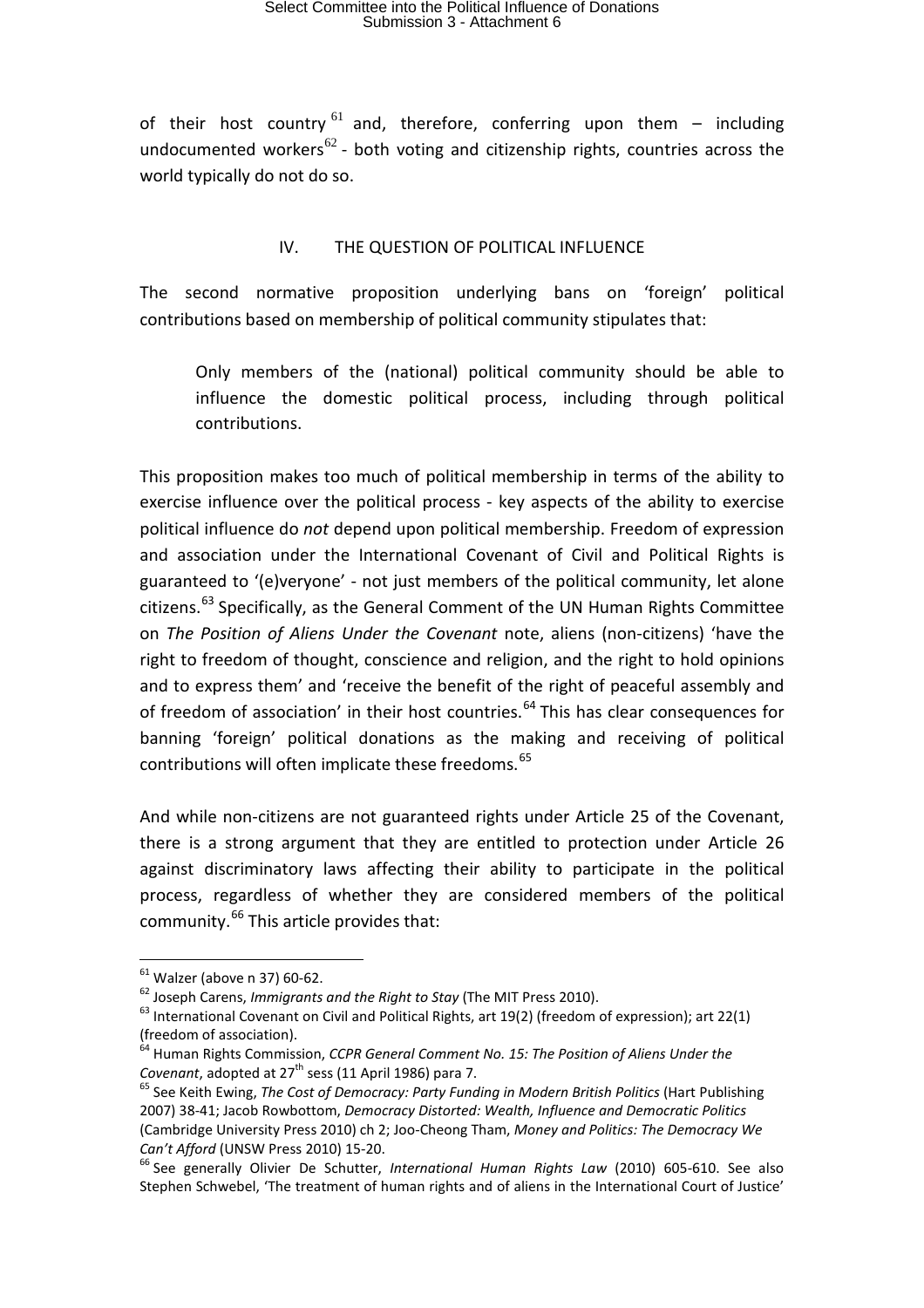of their host country[61] and, therefore, conferring upon them – including undocumented workers[62] - both voting and citizenship rights, countries across the world typically do not do so.

## IV. THE QUESTION OF POLITICAL INFLUENCE

The second normative proposition underlying bans on 'foreign' political contributions based on membership of political community stipulates that:

> Only members of the (national) political community should be able to influence the domestic political process, including through political contributions.

This proposition makes too much of political membership in terms of the ability to exercise influence over the political process - key aspects of the ability to exercise political influence do *not* depend upon political membership. Freedom of expression and association under the International Covenant of Civil and Political Rights is guaranteed to '(e)veryone' - not just members of the political community, let alone citizens.[63] Specifically, as the General Comment of the UN Human Rights Committee on *The Position of Aliens Under the Covenant* note, aliens (non-citizens) 'have the right to freedom of thought, conscience and religion, and the right to hold opinions and to express them' and 'receive the benefit of the right of peaceful assembly and of freedom of association' in their host countries.[64] This has clear consequences for banning 'foreign' political donations as the making and receiving of political contributions will often implicate these freedoms.[65]

And while non-citizens are not guaranteed rights under Article 25 of the Covenant, there is a strong argument that they are entitled to protection under Article 26 against discriminatory laws affecting their ability to participate in the political process, regardless of whether they are considered members of the political community.[66] This article provides that:

---

[61] Walzer (above n 37) 60-62.

[62] Joseph Carens, *Immigrants and the Right to Stay* (The MIT Press 2010).

[63] International Covenant on Civil and Political Rights, art 19(2) (freedom of expression); art 22(1) (freedom of association).

[64] Human Rights Commission, *CCPR General Comment No. 15: The Position of Aliens Under the Covenant*, adopted at 27th sess (11 April 1986) para 7.

[65] See Keith Ewing, *The Cost of Democracy: Party Funding in Modern British Politics* (Hart Publishing 2007) 38-41; Jacob Rowbottom, *Democracy Distorted: Wealth, Influence and Democratic Politics* (Cambridge University Press 2010) ch 2; Joo-Cheong Tham, *Money and Politics: The Democracy We Can't Afford* (UNSW Press 2010) 15-20.

[66] See generally Olivier De Schutter, *International Human Rights Law* (2010) 605-610. See also Stephen Schwebel, 'The treatment of human rights and of aliens in the International Court of Justice'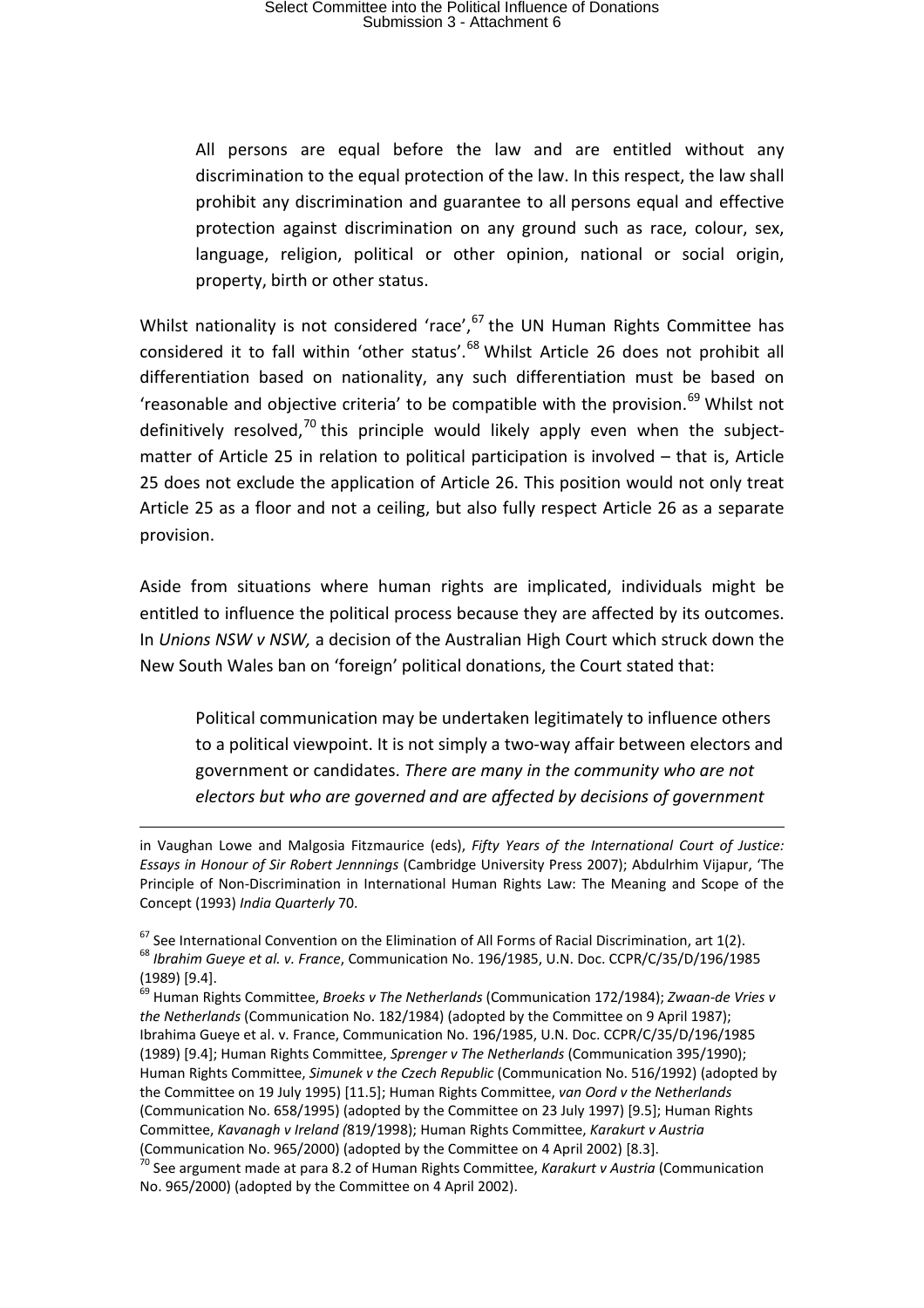> All persons are equal before the law and are entitled without any discrimination to the equal protection of the law. In this respect, the law shall prohibit any discrimination and guarantee to all persons equal and effective protection against discrimination on any ground such as race, colour, sex, language, religion, political or other opinion, national or social origin, property, birth or other status.

Whilst nationality is not considered 'race',[67] the UN Human Rights Committee has considered it to fall within 'other status'.[68] Whilst Article 26 does not prohibit all differentiation based on nationality, any such differentiation must be based on 'reasonable and objective criteria' to be compatible with the provision.[69] Whilst not definitively resolved,[70] this principle would likely apply even when the subject-matter of Article 25 in relation to political participation is involved – that is, Article 25 does not exclude the application of Article 26. This position would not only treat Article 25 as a floor and not a ceiling, but also fully respect Article 26 as a separate provision.

Aside from situations where human rights are implicated, individuals might be entitled to influence the political process because they are affected by its outcomes. In *Unions NSW v NSW,* a decision of the Australian High Court which struck down the New South Wales ban on 'foreign' political donations, the Court stated that:

> Political communication may be undertaken legitimately to influence others to a political viewpoint. It is not simply a two-way affair between electors and government or candidates. *There are many in the community who are not electors but who are governed and are affected by decisions of government*

---

in Vaughan Lowe and Malgosia Fitzmaurice (eds), *Fifty Years of the International Court of Justice: Essays in Honour of Sir Robert Jennnings* (Cambridge University Press 2007); Abdulrhim Vijapur, 'The Principle of Non-Discrimination in International Human Rights Law: The Meaning and Scope of the Concept (1993) *India Quarterly* 70.

[67] See International Convention on the Elimination of All Forms of Racial Discrimination, art 1(2).

[68] *Ibrahim Gueye et al. v. France*, Communication No. 196/1985, U.N. Doc. CCPR/C/35/D/196/1985 (1989) [9.4].

[69] Human Rights Committee, *Broeks v The Netherlands* (Communication 172/1984); *Zwaan-de Vries v the Netherlands* (Communication No. 182/1984) (adopted by the Committee on 9 April 1987); Ibrahima Gueye et al. v. France, Communication No. 196/1985, U.N. Doc. CCPR/C/35/D/196/1985 (1989) [9.4]; Human Rights Committee, *Sprenger v The Netherlands* (Communication 395/1990); Human Rights Committee, *Simunek v the Czech Republic* (Communication No. 516/1992) (adopted by the Committee on 19 July 1995) [11.5]; Human Rights Committee, *van Oord v the Netherlands* (Communication No. 658/1995) (adopted by the Committee on 23 July 1997) [9.5]; Human Rights Committee, *Kavanagh v Ireland (*819/1998); Human Rights Committee, *Karakurt v Austria* (Communication No. 965/2000) (adopted by the Committee on 4 April 2002) [8.3].

[70] See argument made at para 8.2 of Human Rights Committee, *Karakurt v Austria* (Communication No. 965/2000) (adopted by the Committee on 4 April 2002).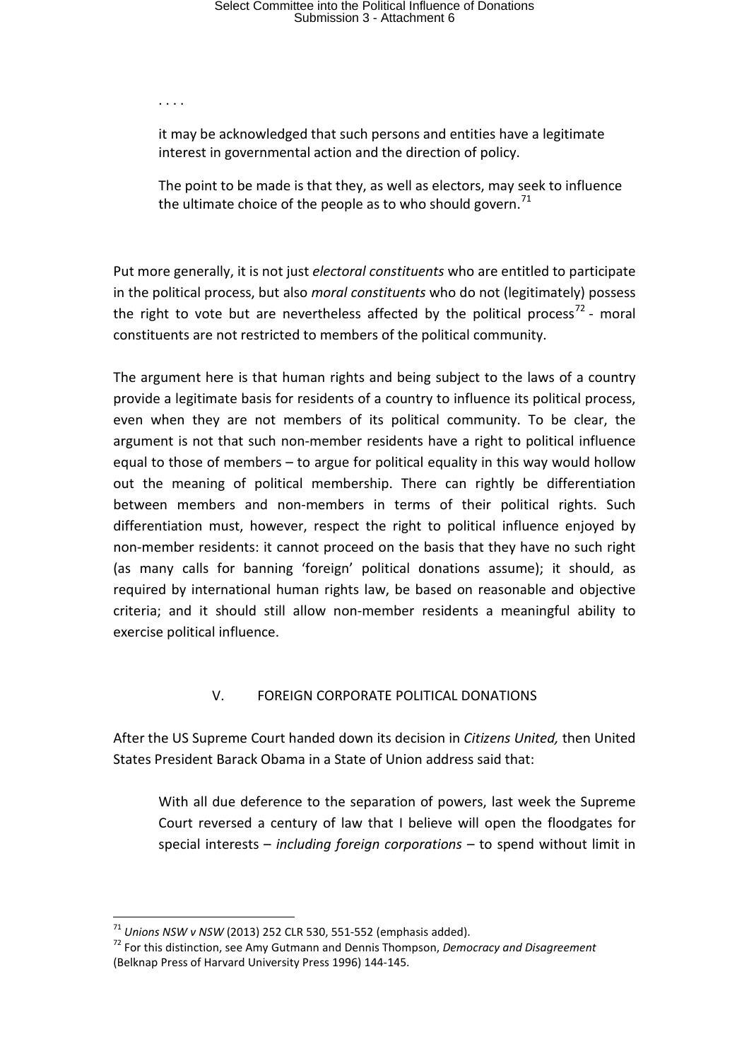. . . .

> it may be acknowledged that such persons and entities have a legitimate interest in governmental action and the direction of policy.
>
> The point to be made is that they, as well as electors, may seek to influence the ultimate choice of the people as to who should govern.[71]

Put more generally, it is not just *electoral constituents* who are entitled to participate in the political process, but also *moral constituents* who do not (legitimately) possess the right to vote but are nevertheless affected by the political process[72] - moral constituents are not restricted to members of the political community.

The argument here is that human rights and being subject to the laws of a country provide a legitimate basis for residents of a country to influence its political process, even when they are not members of its political community. To be clear, the argument is not that such non-member residents have a right to political influence equal to those of members – to argue for political equality in this way would hollow out the meaning of political membership. There can rightly be differentiation between members and non-members in terms of their political rights. Such differentiation must, however, respect the right to political influence enjoyed by non-member residents: it cannot proceed on the basis that they have no such right (as many calls for banning 'foreign' political donations assume); it should, as required by international human rights law, be based on reasonable and objective criteria; and it should still allow non-member residents a meaningful ability to exercise political influence.

## V. FOREIGN CORPORATE POLITICAL DONATIONS

After the US Supreme Court handed down its decision in *Citizens United,* then United States President Barack Obama in a State of Union address said that:

> With all due deference to the separation of powers, last week the Supreme Court reversed a century of law that I believe will open the floodgates for special interests – *including foreign corporations* – to spend without limit in

---

[71] *Unions NSW v NSW* (2013) 252 CLR 530, 551-552 (emphasis added).

[72] For this distinction, see Amy Gutmann and Dennis Thompson, *Democracy and Disagreement* (Belknap Press of Harvard University Press 1996) 144-145.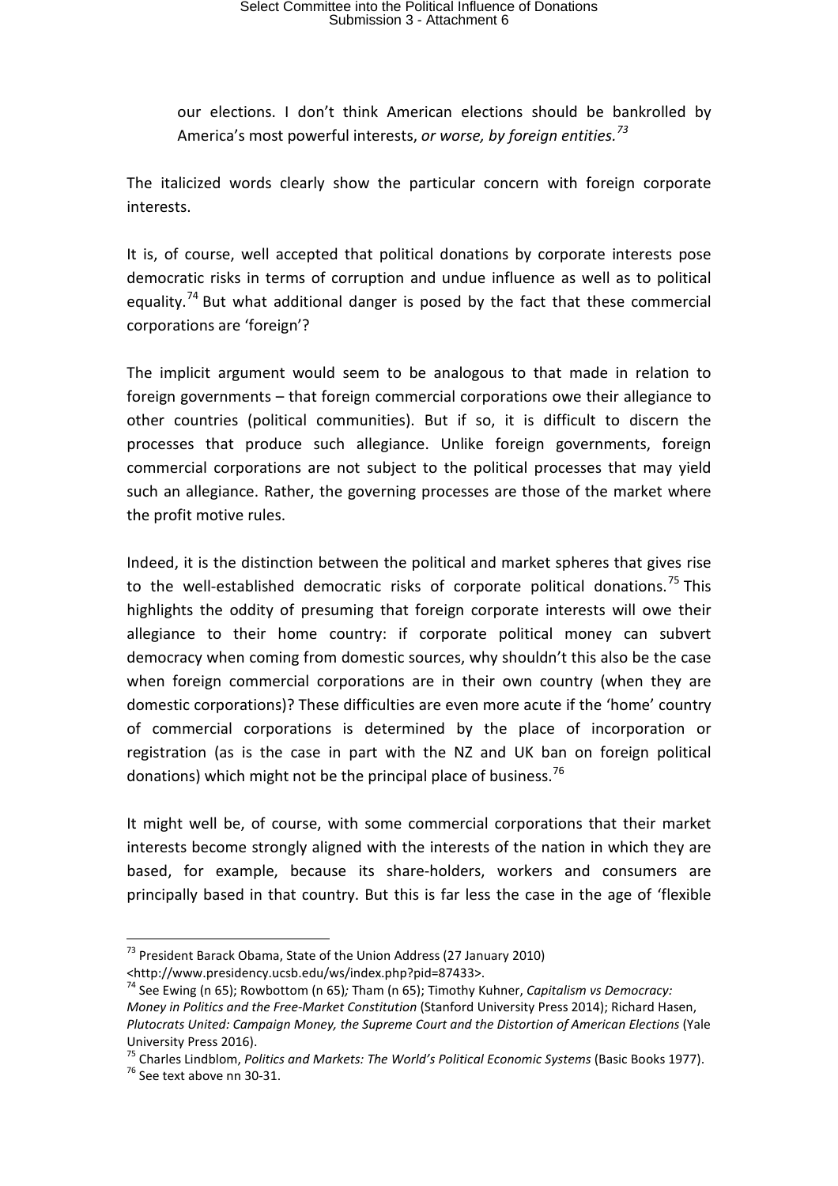> our elections. I don't think American elections should be bankrolled by America's most powerful interests, *or worse, by foreign entities.*[73]

The italicized words clearly show the particular concern with foreign corporate interests.

It is, of course, well accepted that political donations by corporate interests pose democratic risks in terms of corruption and undue influence as well as to political equality.[74] But what additional danger is posed by the fact that these commercial corporations are 'foreign'?

The implicit argument would seem to be analogous to that made in relation to foreign governments – that foreign commercial corporations owe their allegiance to other countries (political communities). But if so, it is difficult to discern the processes that produce such allegiance. Unlike foreign governments, foreign commercial corporations are not subject to the political processes that may yield such an allegiance. Rather, the governing processes are those of the market where the profit motive rules.

Indeed, it is the distinction between the political and market spheres that gives rise to the well-established democratic risks of corporate political donations.[75] This highlights the oddity of presuming that foreign corporate interests will owe their allegiance to their home country: if corporate political money can subvert democracy when coming from domestic sources, why shouldn't this also be the case when foreign commercial corporations are in their own country (when they are domestic corporations)? These difficulties are even more acute if the 'home' country of commercial corporations is determined by the place of incorporation or registration (as is the case in part with the NZ and UK ban on foreign political donations) which might not be the principal place of business.[76]

It might well be, of course, with some commercial corporations that their market interests become strongly aligned with the interests of the nation in which they are based, for example, because its share-holders, workers and consumers are principally based in that country. But this is far less the case in the age of 'flexible

---

[73] President Barack Obama, State of the Union Address (27 January 2010) <http://www.presidency.ucsb.edu/ws/index.php?pid=87433>.

[74] See Ewing (n 65); Rowbottom (n 65); Tham (n 65); Timothy Kuhner, *Capitalism vs Democracy: Money in Politics and the Free-Market Constitution* (Stanford University Press 2014); Richard Hasen, *Plutocrats United: Campaign Money, the Supreme Court and the Distortion of American Elections* (Yale University Press 2016).

[75] Charles Lindblom, *Politics and Markets: The World's Political Economic Systems* (Basic Books 1977).

[76] See text above nn 30-31.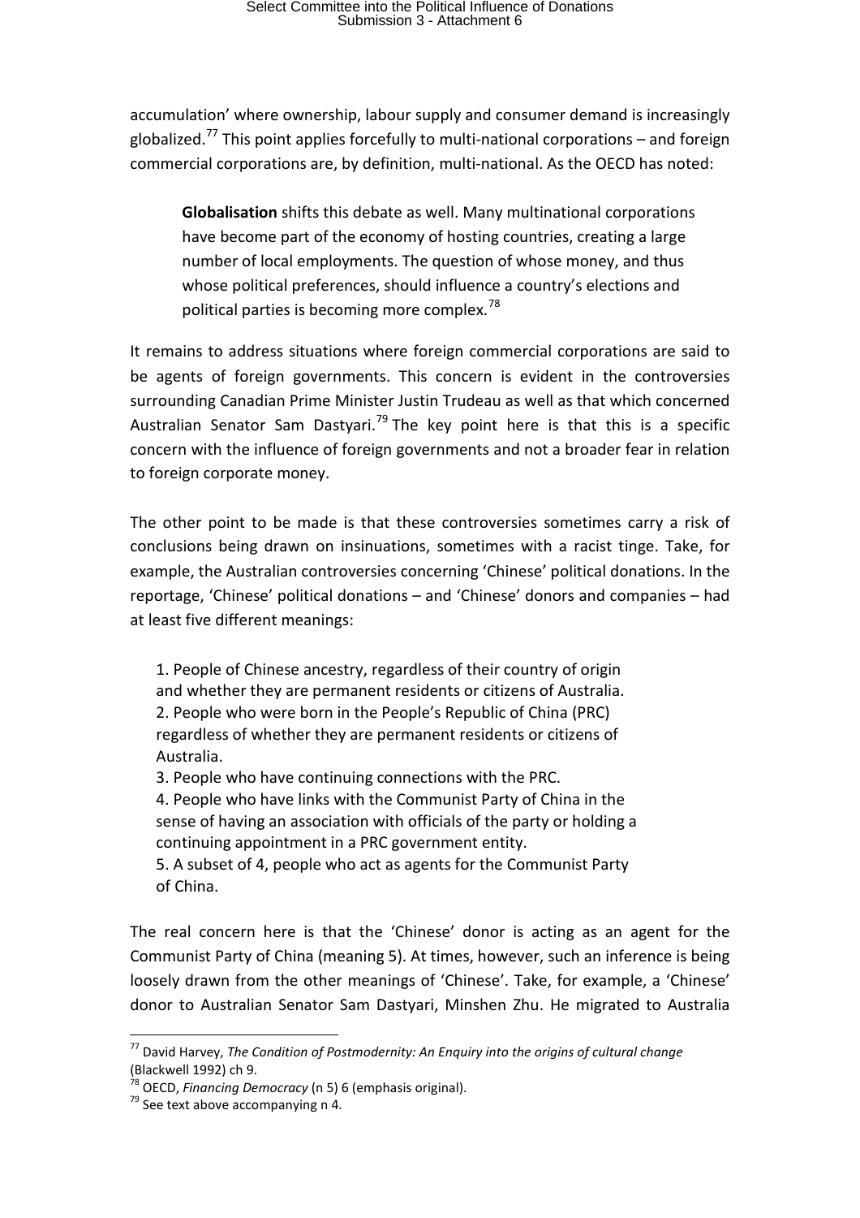accumulation' where ownership, labour supply and consumer demand is increasingly globalized.[77] This point applies forcefully to multi-national corporations – and foreign commercial corporations are, by definition, multi-national. As the OECD has noted:

> **Globalisation** shifts this debate as well. Many multinational corporations have become part of the economy of hosting countries, creating a large number of local employments. The question of whose money, and thus whose political preferences, should influence a country's elections and political parties is becoming more complex.[78]

It remains to address situations where foreign commercial corporations are said to be agents of foreign governments. This concern is evident in the controversies surrounding Canadian Prime Minister Justin Trudeau as well as that which concerned Australian Senator Sam Dastyari.[79] The key point here is that this is a specific concern with the influence of foreign governments and not a broader fear in relation to foreign corporate money.

The other point to be made is that these controversies sometimes carry a risk of conclusions being drawn on insinuations, sometimes with a racist tinge. Take, for example, the Australian controversies concerning 'Chinese' political donations. In the reportage, 'Chinese' political donations – and 'Chinese' donors and companies – had at least five different meanings:

> 1. People of Chinese ancestry, regardless of their country of origin and whether they are permanent residents or citizens of Australia.
> 2. People who were born in the People's Republic of China (PRC) regardless of whether they are permanent residents or citizens of Australia.
> 3. People who have continuing connections with the PRC.
> 4. People who have links with the Communist Party of China in the sense of having an association with officials of the party or holding a continuing appointment in a PRC government entity.
> 5. A subset of 4, people who act as agents for the Communist Party of China.

The real concern here is that the 'Chinese' donor is acting as an agent for the Communist Party of China (meaning 5). At times, however, such an inference is being loosely drawn from the other meanings of 'Chinese'. Take, for example, a 'Chinese' donor to Australian Senator Sam Dastyari, Minshen Zhu. He migrated to Australia

---

[77] David Harvey, *The Condition of Postmodernity: An Enquiry into the origins of cultural change* (Blackwell 1992) ch 9.

[78] OECD, *Financing Democracy* (n 5) 6 (emphasis original).

[79] See text above accompanying n 4.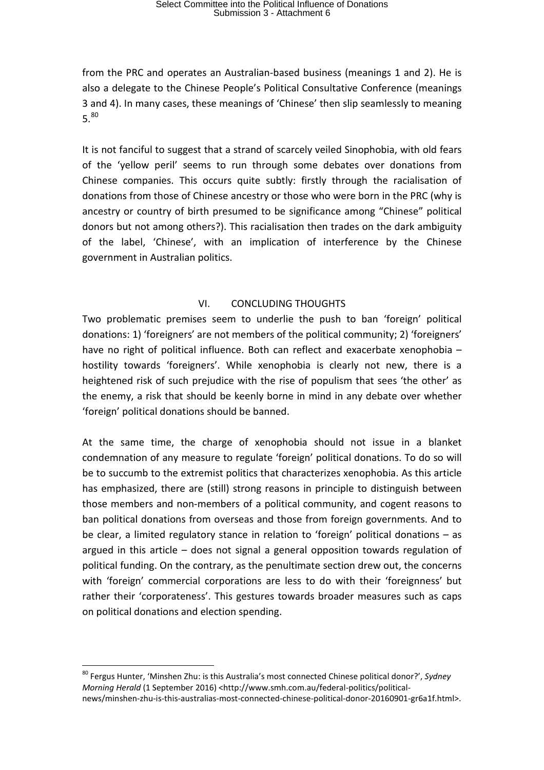from the PRC and operates an Australian-based business (meanings 1 and 2). He is also a delegate to the Chinese People's Political Consultative Conference (meanings 3 and 4). In many cases, these meanings of 'Chinese' then slip seamlessly to meaning 5.[80]

It is not fanciful to suggest that a strand of scarcely veiled Sinophobia, with old fears of the 'yellow peril' seems to run through some debates over donations from Chinese companies. This occurs quite subtly: firstly through the racialisation of donations from those of Chinese ancestry or those who were born in the PRC (why is ancestry or country of birth presumed to be significance among "Chinese" political donors but not among others?). This racialisation then trades on the dark ambiguity of the label, 'Chinese', with an implication of interference by the Chinese government in Australian politics.

## VI. CONCLUDING THOUGHTS

Two problematic premises seem to underlie the push to ban 'foreign' political donations: 1) 'foreigners' are not members of the political community; 2) 'foreigners' have no right of political influence. Both can reflect and exacerbate xenophobia – hostility towards 'foreigners'. While xenophobia is clearly not new, there is a heightened risk of such prejudice with the rise of populism that sees 'the other' as the enemy, a risk that should be keenly borne in mind in any debate over whether 'foreign' political donations should be banned.

At the same time, the charge of xenophobia should not issue in a blanket condemnation of any measure to regulate 'foreign' political donations. To do so will be to succumb to the extremist politics that characterizes xenophobia. As this article has emphasized, there are (still) strong reasons in principle to distinguish between those members and non-members of a political community, and cogent reasons to ban political donations from overseas and those from foreign governments. And to be clear, a limited regulatory stance in relation to 'foreign' political donations – as argued in this article – does not signal a general opposition towards regulation of political funding. On the contrary, as the penultimate section drew out, the concerns with 'foreign' commercial corporations are less to do with their 'foreignness' but rather their 'corporateness'. This gestures towards broader measures such as caps on political donations and election spending.

---

[80] Fergus Hunter, 'Minshen Zhu: is this Australia's most connected Chinese political donor?', *Sydney Morning Herald* (1 September 2016) <http://www.smh.com.au/federal-politics/political-news/minshen-zhu-is-this-australias-most-connected-chinese-political-donor-20160901-gr6a1f.html>.